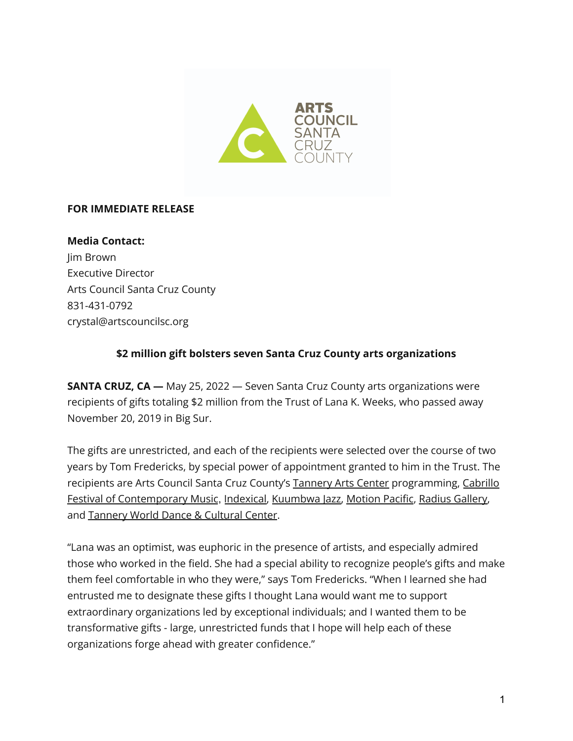ARTS COUNCIL SANTA CRUZ COUNTY

**FOR IMMEDIATE RELEASE**

**Media Contact:**
Jim Brown
Executive Director
Arts Council Santa Cruz County
831-431-0792
crystal@artscouncilsc.org

**$2 million gift bolsters seven Santa Cruz County arts organizations**

**SANTA CRUZ, CA —** May 25, 2022 — Seven Santa Cruz County arts organizations were recipients of gifts totaling $2 million from the Trust of Lana K. Weeks, who passed away November 20, 2019 in Big Sur.

The gifts are unrestricted, and each of the recipients were selected over the course of two years by Tom Fredericks, by special power of appointment granted to him in the Trust. The recipients are Arts Council Santa Cruz County's Tannery Arts Center programming, Cabrillo Festival of Contemporary Music, Indexical, Kuumbwa Jazz, Motion Pacific, Radius Gallery, and Tannery World Dance & Cultural Center.

"Lana was an optimist, was euphoric in the presence of artists, and especially admired those who worked in the field. She had a special ability to recognize people's gifts and make them feel comfortable in who they were," says Tom Fredericks. "When I learned she had entrusted me to designate these gifts I thought Lana would want me to support extraordinary organizations led by exceptional individuals; and I wanted them to be transformative gifts - large, unrestricted funds that I hope will help each of these organizations forge ahead with greater confidence."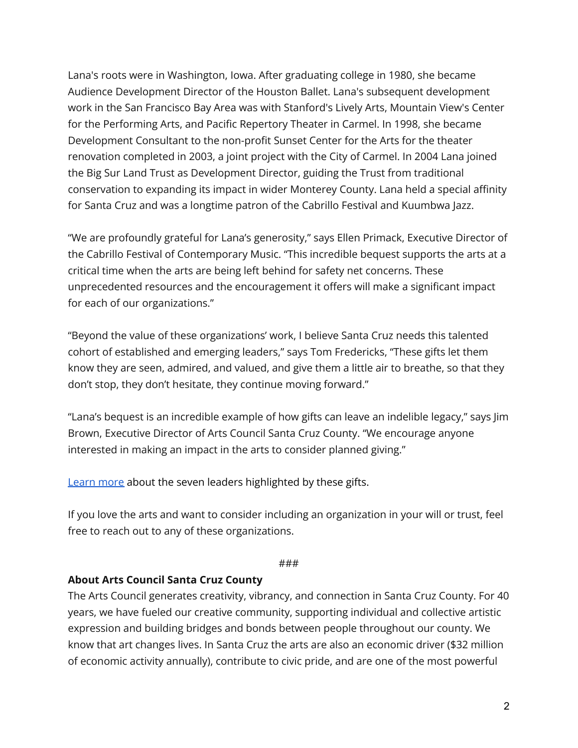Lana's roots were in Washington, Iowa. After graduating college in 1980, she became Audience Development Director of the Houston Ballet. Lana's subsequent development work in the San Francisco Bay Area was with Stanford's Lively Arts, Mountain View's Center for the Performing Arts, and Pacific Repertory Theater in Carmel. In 1998, she became Development Consultant to the non-profit Sunset Center for the Arts for the theater renovation completed in 2003, a joint project with the City of Carmel. In 2004 Lana joined the Big Sur Land Trust as Development Director, guiding the Trust from traditional conservation to expanding its impact in wider Monterey County. Lana held a special affinity for Santa Cruz and was a longtime patron of the Cabrillo Festival and Kuumbwa Jazz.

"We are profoundly grateful for Lana's generosity," says Ellen Primack, Executive Director of the Cabrillo Festival of Contemporary Music. "This incredible bequest supports the arts at a critical time when the arts are being left behind for safety net concerns. These unprecedented resources and the encouragement it offers will make a significant impact for each of our organizations."

"Beyond the value of these organizations' work, I believe Santa Cruz needs this talented cohort of established and emerging leaders," says Tom Fredericks, "These gifts let them know they are seen, admired, and valued, and give them a little air to breathe, so that they don't stop, they don't hesitate, they continue moving forward."

"Lana's bequest is an incredible example of how gifts can leave an indelible legacy," says Jim Brown, Executive Director of Arts Council Santa Cruz County. "We encourage anyone interested in making an impact in the arts to consider planned giving."

Learn more about the seven leaders highlighted by these gifts.

If you love the arts and want to consider including an organization in your will or trust, feel free to reach out to any of these organizations.

###

**About Arts Council Santa Cruz County**

The Arts Council generates creativity, vibrancy, and connection in Santa Cruz County. For 40 years, we have fueled our creative community, supporting individual and collective artistic expression and building bridges and bonds between people throughout our county. We know that art changes lives. In Santa Cruz the arts are also an economic driver ($32 million of economic activity annually), contribute to civic pride, and are one of the most powerful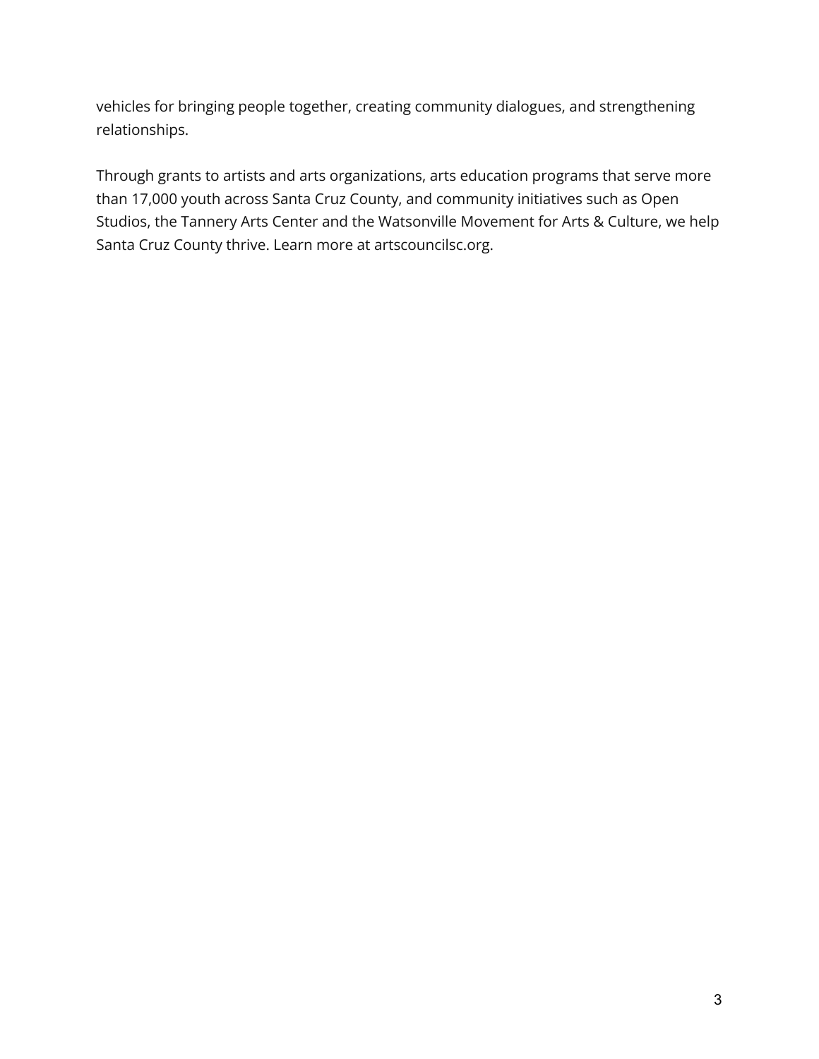vehicles for bringing people together, creating community dialogues, and strengthening relationships.

Through grants to artists and arts organizations, arts education programs that serve more than 17,000 youth across Santa Cruz County, and community initiatives such as Open Studios, the Tannery Arts Center and the Watsonville Movement for Arts & Culture, we help Santa Cruz County thrive. Learn more at artscouncilsc.org.